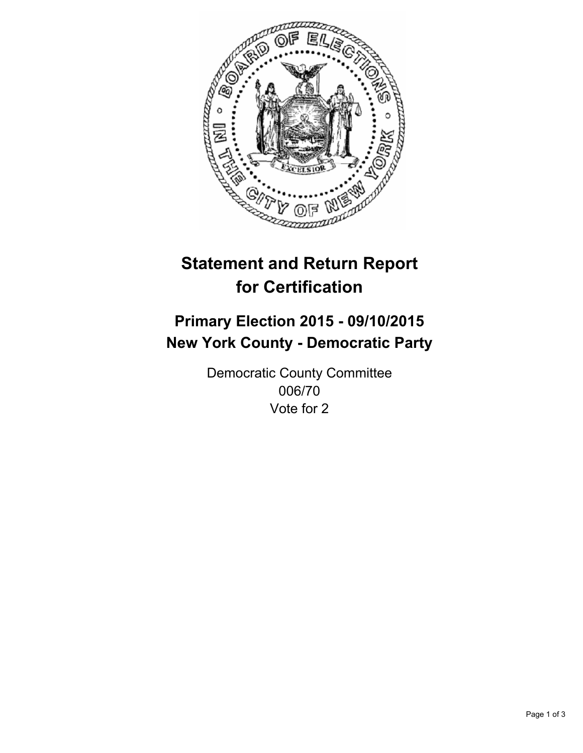# Statement and Return Report for Certification

## Primary Election 2015 - 09/10/2015
## New York County - Democratic Party

Democratic County Committee
006/70
Vote for 2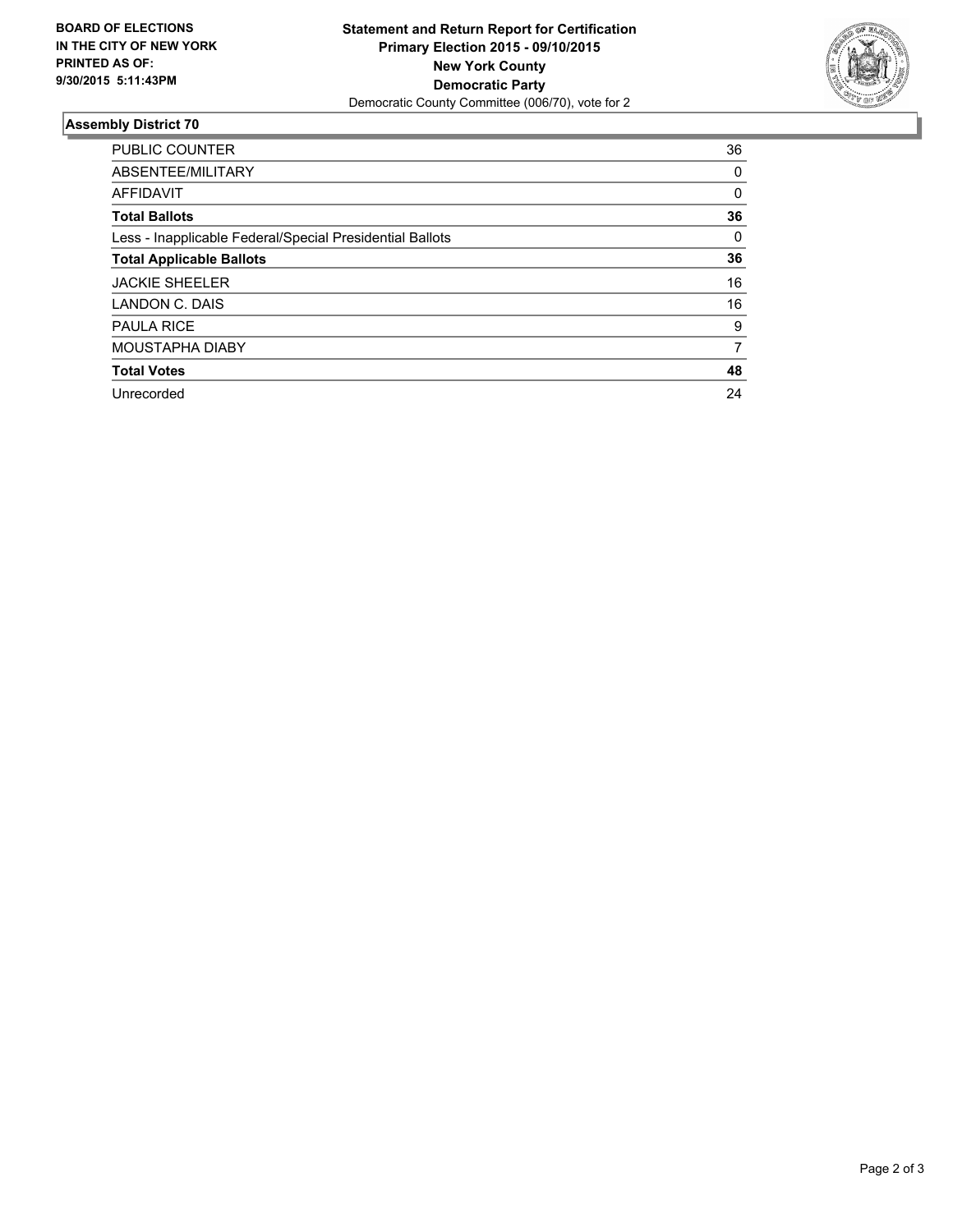**BOARD OF ELECTIONS IN THE CITY OF NEW YORK PRINTED AS OF: 9/30/2015 5:11:43PM**

**Statement and Return Report for Certification**
**Primary Election 2015 - 09/10/2015**
**New York County**
**Democratic Party**
Democratic County Committee (006/70), vote for 2

### Assembly District 70

| | |
|---|---|
| PUBLIC COUNTER | 36 |
| ABSENTEE/MILITARY | 0 |
| AFFIDAVIT | 0 |
| **Total Ballots** | **36** |
| Less - Inapplicable Federal/Special Presidential Ballots | 0 |
| **Total Applicable Ballots** | **36** |
| JACKIE SHEELER | 16 |
| LANDON C. DAIS | 16 |
| PAULA RICE | 9 |
| MOUSTAPHA DIABY | 7 |
| **Total Votes** | **48** |
| Unrecorded | 24 |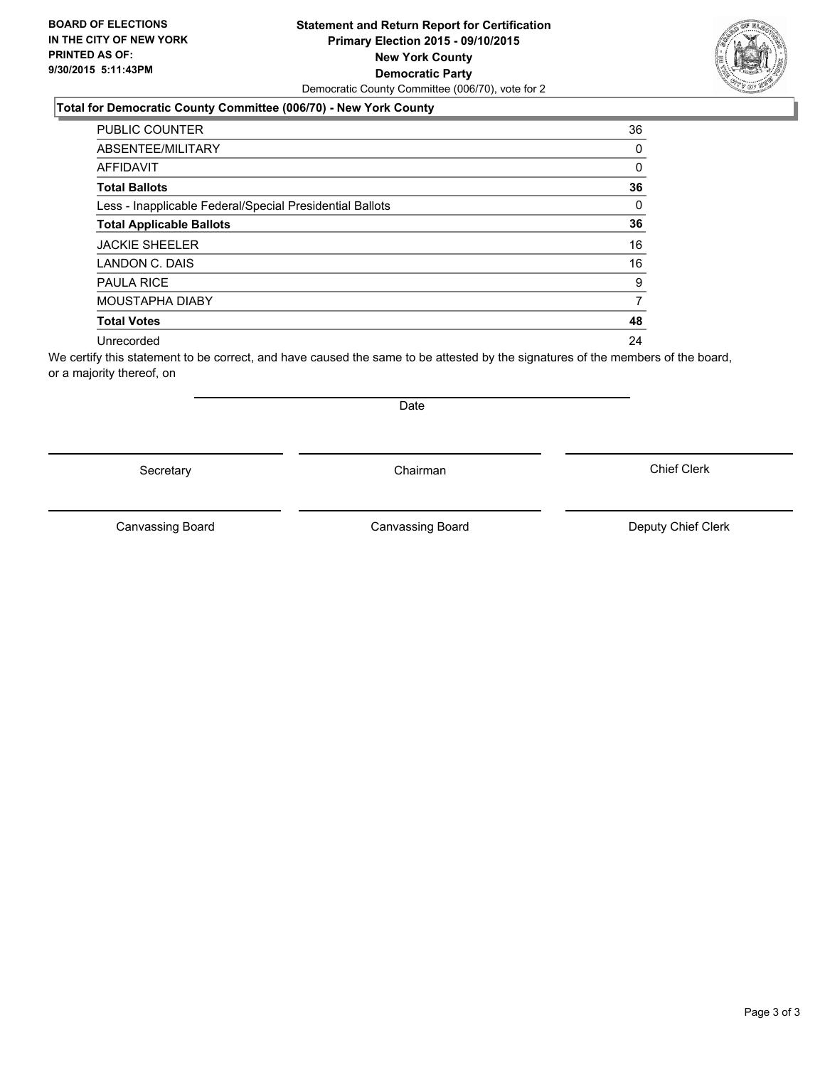**BOARD OF ELECTIONS IN THE CITY OF NEW YORK PRINTED AS OF: 9/30/2015 5:11:43PM**

**Statement and Return Report for Certification**
**Primary Election 2015 - 09/10/2015**
**New York County**
**Democratic Party**
Democratic County Committee (006/70), vote for 2

**Total for Democratic County Committee (006/70) - New York County**

| | |
|---|---|
| PUBLIC COUNTER | 36 |
| ABSENTEE/MILITARY | 0 |
| AFFIDAVIT | 0 |
| **Total Ballots** | **36** |
| Less - Inapplicable Federal/Special Presidential Ballots | 0 |
| **Total Applicable Ballots** | **36** |
| JACKIE SHEELER | 16 |
| LANDON C. DAIS | 16 |
| PAULA RICE | 9 |
| MOUSTAPHA DIABY | 7 |
| **Total Votes** | **48** |
| Unrecorded | 24 |

We certify this statement to be correct, and have caused the same to be attested by the signatures of the members of the board, or a majority thereof, on

Date

Secretary

Chairman

Chief Clerk

Canvassing Board

Canvassing Board

Deputy Chief Clerk